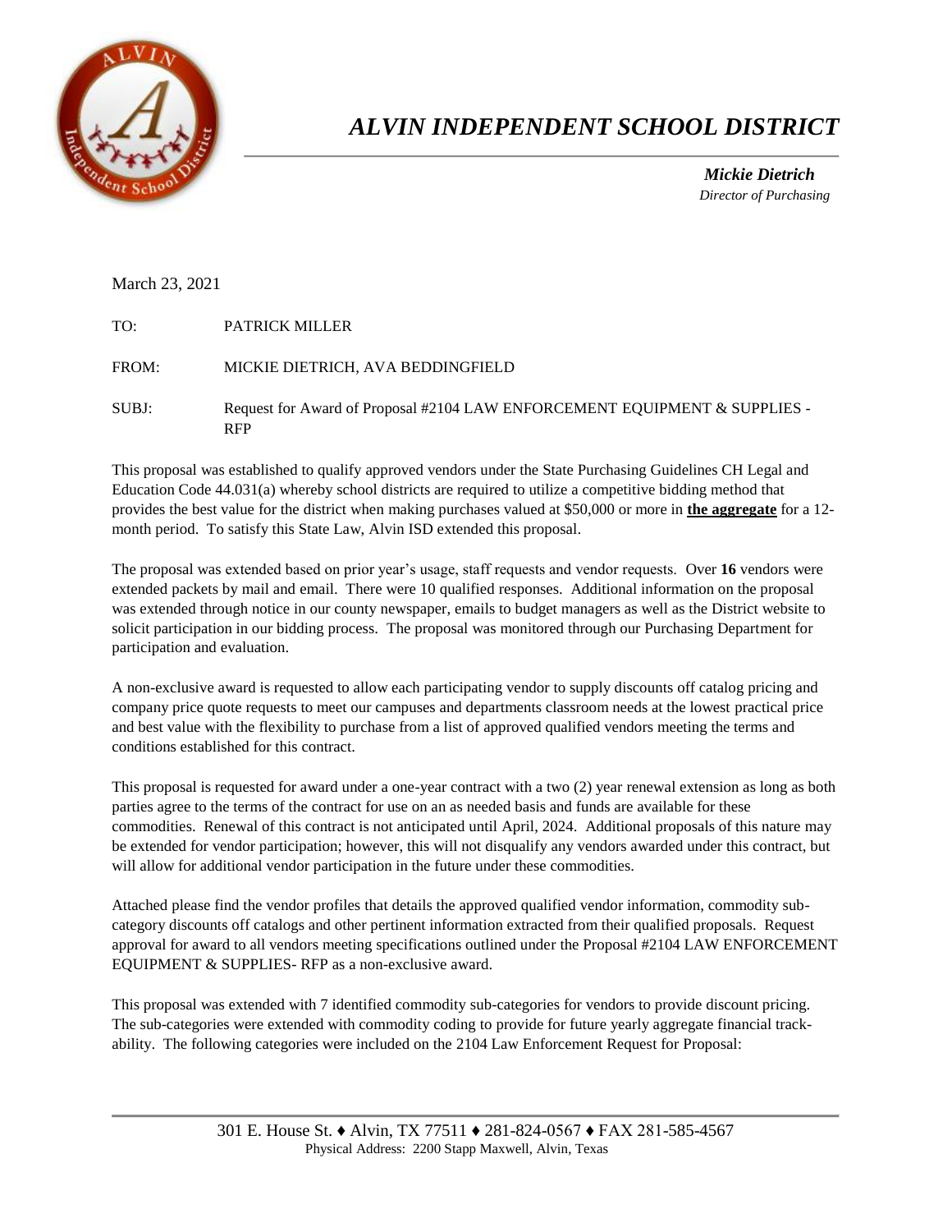# *ALVIN INDEPENDENT SCHOOL DISTRICT*

***Mickie Dietrich***
*Director of Purchasing*

March 23, 2021

TO: PATRICK MILLER

FROM: MICKIE DIETRICH, AVA BEDDINGFIELD

SUBJ: Request for Award of Proposal #2104 LAW ENFORCEMENT EQUIPMENT & SUPPLIES - RFP

This proposal was established to qualify approved vendors under the State Purchasing Guidelines CH Legal and Education Code 44.031(a) whereby school districts are required to utilize a competitive bidding method that provides the best value for the district when making purchases valued at $50,000 or more in **the aggregate** for a 12-month period. To satisfy this State Law, Alvin ISD extended this proposal.

The proposal was extended based on prior year's usage, staff requests and vendor requests. Over **16** vendors were extended packets by mail and email. There were 10 qualified responses. Additional information on the proposal was extended through notice in our county newspaper, emails to budget managers as well as the District website to solicit participation in our bidding process. The proposal was monitored through our Purchasing Department for participation and evaluation.

A non-exclusive award is requested to allow each participating vendor to supply discounts off catalog pricing and company price quote requests to meet our campuses and departments classroom needs at the lowest practical price and best value with the flexibility to purchase from a list of approved qualified vendors meeting the terms and conditions established for this contract.

This proposal is requested for award under a one-year contract with a two (2) year renewal extension as long as both parties agree to the terms of the contract for use on an as needed basis and funds are available for these commodities. Renewal of this contract is not anticipated until April, 2024. Additional proposals of this nature may be extended for vendor participation; however, this will not disqualify any vendors awarded under this contract, but will allow for additional vendor participation in the future under these commodities.

Attached please find the vendor profiles that details the approved qualified vendor information, commodity sub-category discounts off catalogs and other pertinent information extracted from their qualified proposals. Request approval for award to all vendors meeting specifications outlined under the Proposal #2104 LAW ENFORCEMENT EQUIPMENT & SUPPLIES- RFP as a non-exclusive award.

This proposal was extended with 7 identified commodity sub-categories for vendors to provide discount pricing. The sub-categories were extended with commodity coding to provide for future yearly aggregate financial track-ability. The following categories were included on the 2104 Law Enforcement Request for Proposal:

301 E. House St. ♦ Alvin, TX 77511 ♦ 281-824-0567 ♦ FAX 281-585-4567
Physical Address: 2200 Stapp Maxwell, Alvin, Texas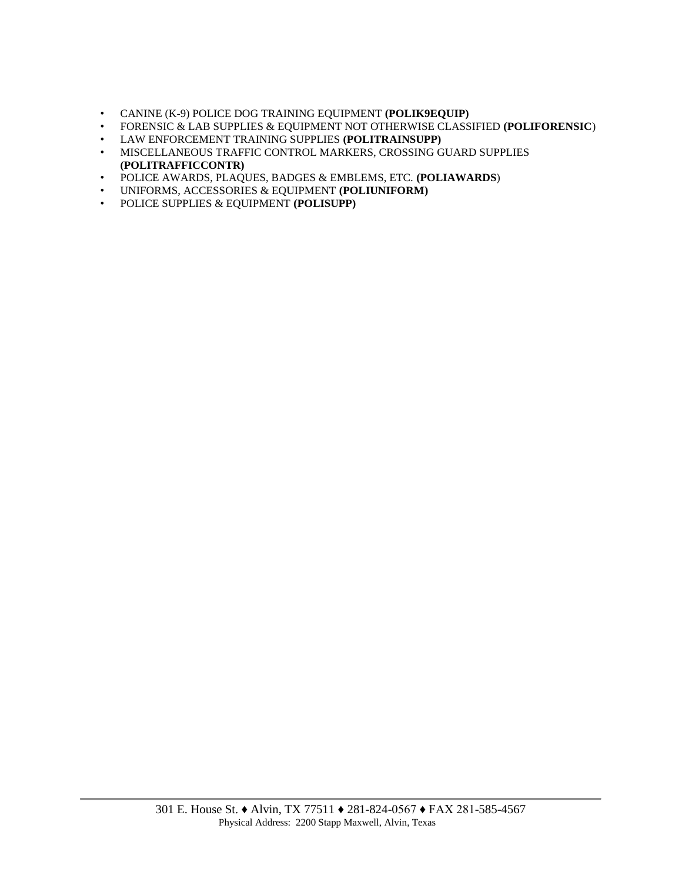- CANINE (K-9) POLICE DOG TRAINING EQUIPMENT **(POLIK9EQUIP)**
- FORENSIC & LAB SUPPLIES & EQUIPMENT NOT OTHERWISE CLASSIFIED **(POLIFORENSIC**)
- LAW ENFORCEMENT TRAINING SUPPLIES **(POLITRAINSUPP)**
- MISCELLANEOUS TRAFFIC CONTROL MARKERS, CROSSING GUARD SUPPLIES **(POLITRAFFICCONTR)**
- POLICE AWARDS, PLAQUES, BADGES & EMBLEMS, ETC. **(POLIAWARDS**)
- UNIFORMS, ACCESSORIES & EQUIPMENT **(POLIUNIFORM)**
- POLICE SUPPLIES & EQUIPMENT **(POLISUPP)**

301 E. House St. ♦ Alvin, TX 77511 ♦ 281-824-0567 ♦ FAX 281-585-4567
Physical Address: 2200 Stapp Maxwell, Alvin, Texas